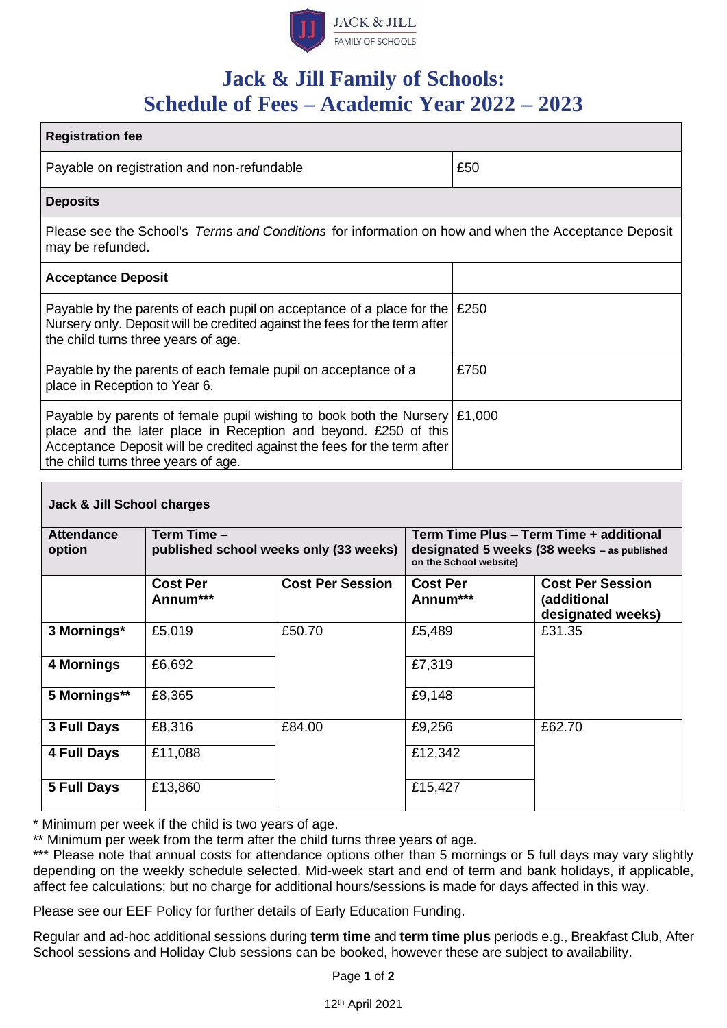# Jack & Jill Family of Schools: Schedule of Fees – Academic Year 2022 – 2023

| **Registration fee** | |
|---|---|
| Payable on registration and non-refundable | £50 |
| **Deposits** | |
| Please see the School's *Terms and Conditions* for information on how and when the Acceptance Deposit may be refunded. | |
| **Acceptance Deposit** | |
| Payable by the parents of each pupil on acceptance of a place for the Nursery only. Deposit will be credited against the fees for the term after the child turns three years of age. | £250 |
| Payable by the parents of each female pupil on acceptance of a place in Reception to Year 6. | £750 |
| Payable by parents of female pupil wishing to book both the Nursery place and the later place in Reception and beyond. £250 of this Acceptance Deposit will be credited against the fees for the term after the child turns three years of age. | £1,000 |

**Jack & Jill School charges**

| Attendance option | Term Time – published school weeks only (33 weeks) | | Term Time Plus – Term Time + additional designated 5 weeks (38 weeks – as published on the School website) | |
|---|---|---|---|---|
| | **Cost Per Annum*** ** | **Cost Per Session** | **Cost Per Annum*** ** | **Cost Per Session (additional designated weeks)** |
| **3 Mornings*** | £5,019 | £50.70 | £5,489 | £31.35 |
| **4 Mornings** | £6,692 | | £7,319 | |
| **5 Mornings**** | £8,365 | | £9,148 | |
| **3 Full Days** | £8,316 | £84.00 | £9,256 | £62.70 |
| **4 Full Days** | £11,088 | | £12,342 | |
| **5 Full Days** | £13,860 | | £15,427 | |

\* Minimum per week if the child is two years of age.

** Minimum per week from the term after the child turns three years of age.

*** Please note that annual costs for attendance options other than 5 mornings or 5 full days may vary slightly depending on the weekly schedule selected. Mid-week start and end of term and bank holidays, if applicable, affect fee calculations; but no charge for additional hours/sessions is made for days affected in this way.

Please see our EEF Policy for further details of Early Education Funding.

Regular and ad-hoc additional sessions during **term time** and **term time plus** periods e.g., Breakfast Club, After School sessions and Holiday Club sessions can be booked, however these are subject to availability.

12th April 2021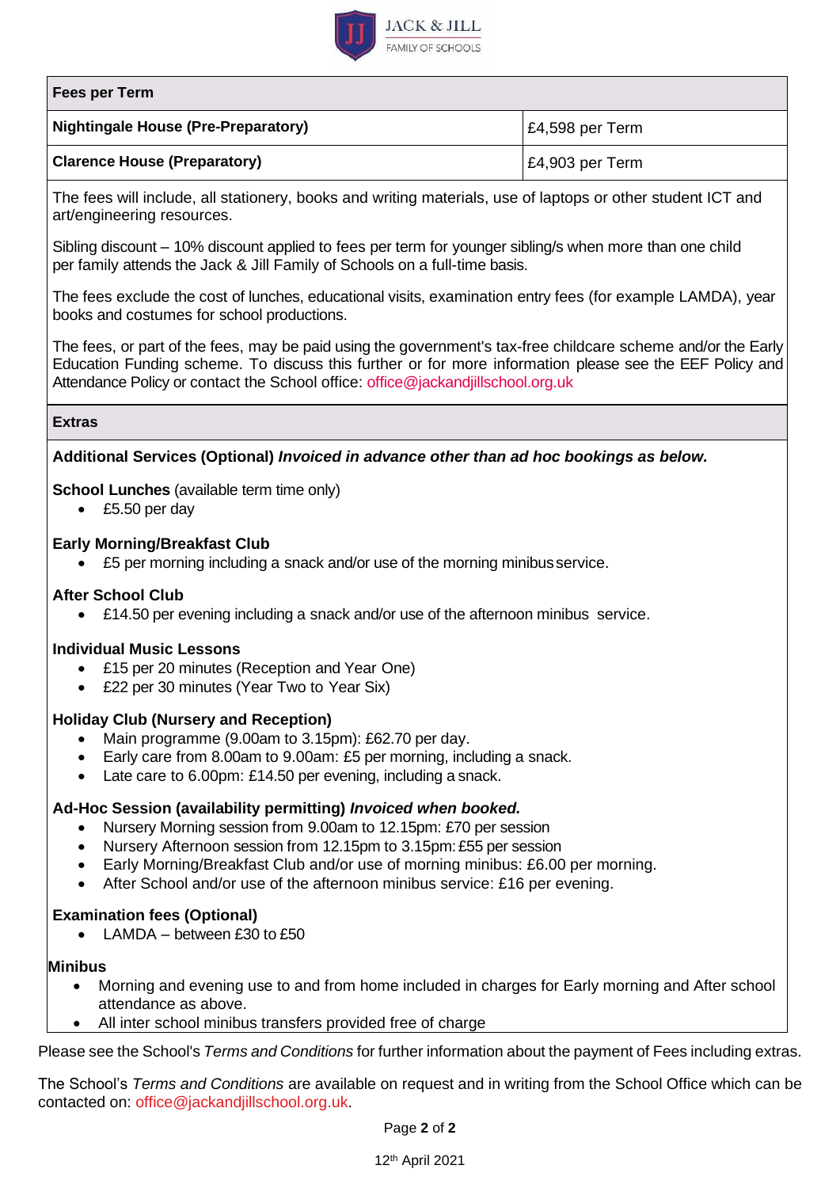| Fees per Term | |
|---|---|
| **Nightingale House (Pre-Preparatory)** | £4,598 per Term |
| **Clarence House (Preparatory)** | £4,903 per Term |

The fees will include, all stationery, books and writing materials, use of laptops or other student ICT and art/engineering resources.

Sibling discount – 10% discount applied to fees per term for younger sibling/s when more than one child per family attends the Jack & Jill Family of Schools on a full-time basis.

The fees exclude the cost of lunches, educational visits, examination entry fees (for example LAMDA), year books and costumes for school productions.

The fees, or part of the fees, may be paid using the government's tax-free childcare scheme and/or the Early Education Funding scheme. To discuss this further or for more information please see the EEF Policy and Attendance Policy or contact the School office: office@jackandjillschool.org.uk

## Extras

**Additional Services (Optional)** ***Invoiced in advance other than ad hoc bookings as below.***

**School Lunches** (available term time only)

- £5.50 per day

**Early Morning/Breakfast Club**

- £5 per morning including a snack and/or use of the morning minibus service.

**After School Club**

- £14.50 per evening including a snack and/or use of the afternoon minibus service.

**Individual Music Lessons**

- £15 per 20 minutes (Reception and Year One)
- £22 per 30 minutes (Year Two to Year Six)

**Holiday Club (Nursery and Reception)**

- Main programme (9.00am to 3.15pm): £62.70 per day.
- Early care from 8.00am to 9.00am: £5 per morning, including a snack.
- Late care to 6.00pm: £14.50 per evening, including a snack.

**Ad-Hoc Session (availability permitting)** ***Invoiced when booked.***

- Nursery Morning session from 9.00am to 12.15pm: £70 per session
- Nursery Afternoon session from 12.15pm to 3.15pm: £55 per session
- Early Morning/Breakfast Club and/or use of morning minibus: £6.00 per morning.
- After School and/or use of the afternoon minibus service: £16 per evening.

**Examination fees (Optional)**

- LAMDA – between £30 to £50

**Minibus**

- Morning and evening use to and from home included in charges for Early morning and After school attendance as above.
- All inter school minibus transfers provided free of charge

Please see the School's *Terms and Conditions* for further information about the payment of Fees including extras.

The School's *Terms and Conditions* are available on request and in writing from the School Office which can be contacted on: office@jackandjillschool.org.uk.

12th April 2021